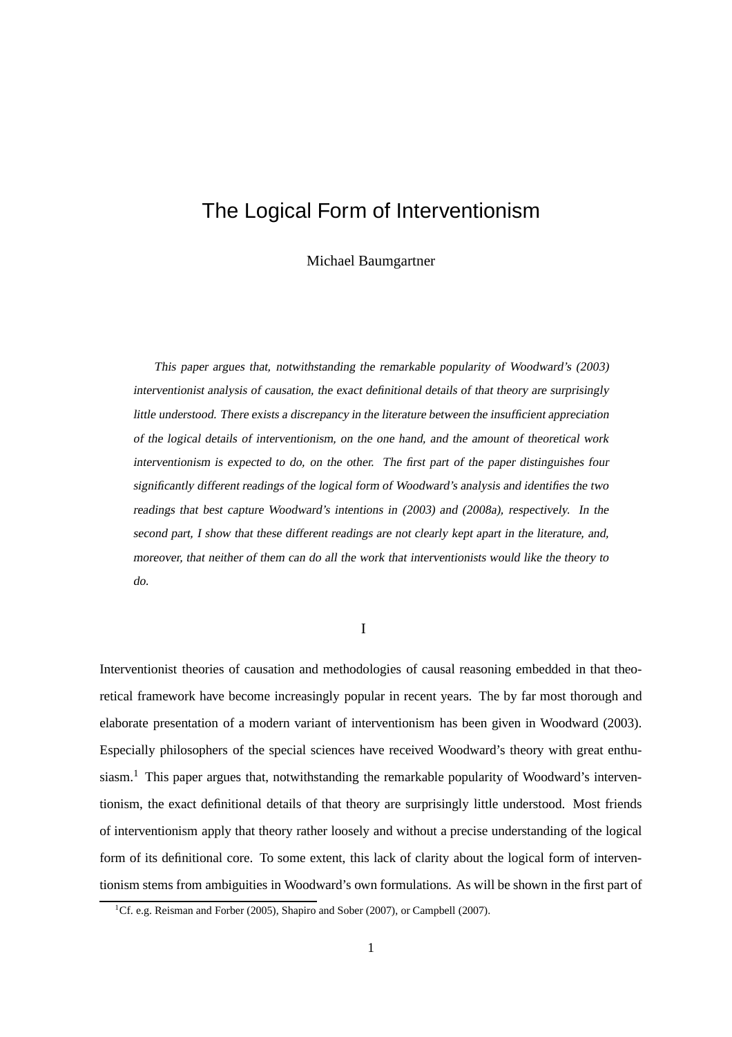# The Logical Form of Interventionism

Michael Baumgartner

*This paper argues that, notwithstanding the remarkable popularity of Woodward's (2003) interventionist analysis of causation, the exact definitional details of that theory are surprisingly little understood. There exists a discrepancy in the literature between the insufficient appreciation of the logical details of interventionism, on the one hand, and the amount of theoretical work interventionism is expected to do, on the other. The first part of the paper distinguishes four significantly different readings of the logical form of Woodward's analysis and identifies the two readings that best capture Woodward's intentions in (2003) and (2008a), respectively. In the second part, I show that these different readings are not clearly kept apart in the literature, and, moreover, that neither of them can do all the work that interventionists would like the theory to do.*

## I

Interventionist theories of causation and methodologies of causal reasoning embedded in that theoretical framework have become increasingly popular in recent years. The by far most thorough and elaborate presentation of a modern variant of interventionism has been given in Woodward (2003). Especially philosophers of the special sciences have received Woodward's theory with great enthusiasm.[1] This paper argues that, notwithstanding the remarkable popularity of Woodward's interventionism, the exact definitional details of that theory are surprisingly little understood. Most friends of interventionism apply that theory rather loosely and without a precise understanding of the logical form of its definitional core. To some extent, this lack of clarity about the logical form of interventionism stems from ambiguities in Woodward's own formulations. As will be shown in the first part of

[1] Cf. e.g. Reisman and Forber (2005), Shapiro and Sober (2007), or Campbell (2007).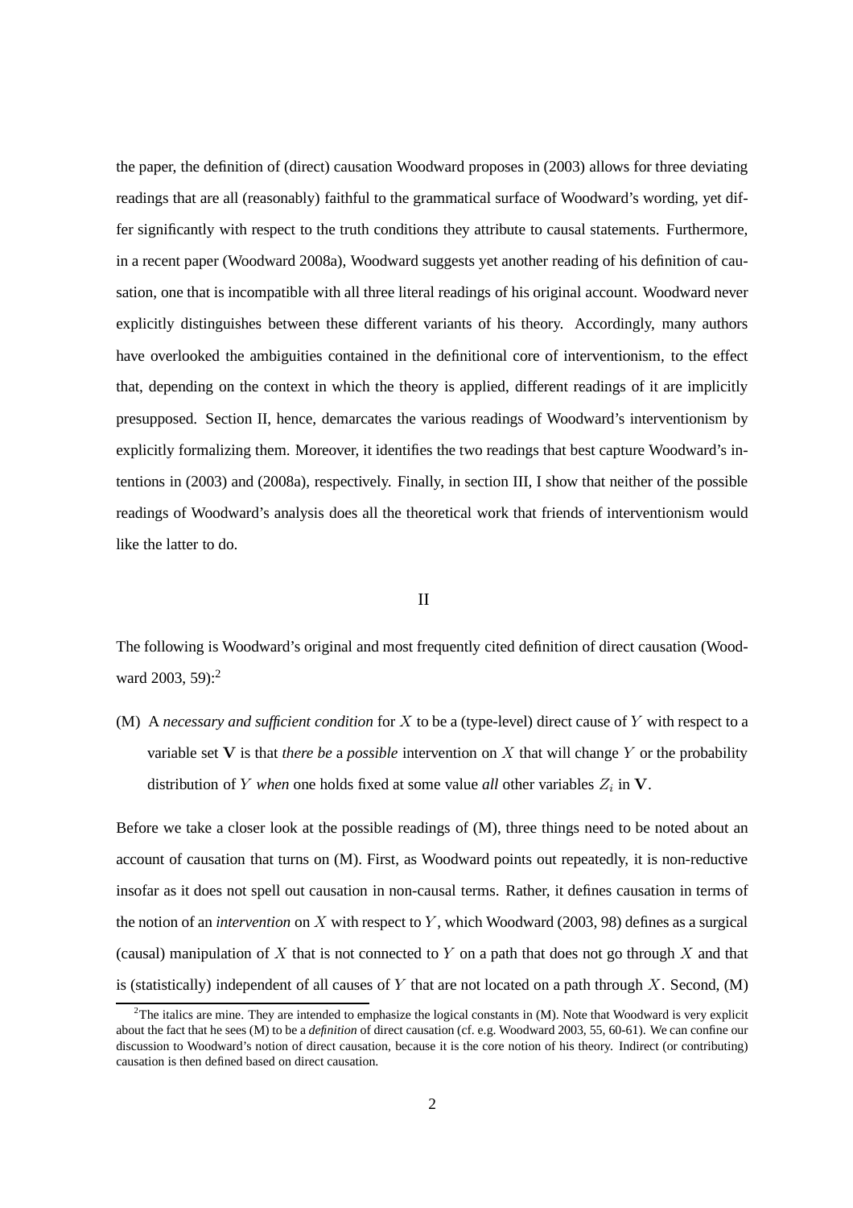the paper, the definition of (direct) causation Woodward proposes in (2003) allows for three deviating readings that are all (reasonably) faithful to the grammatical surface of Woodward's wording, yet differ significantly with respect to the truth conditions they attribute to causal statements. Furthermore, in a recent paper (Woodward 2008a), Woodward suggests yet another reading of his definition of causation, one that is incompatible with all three literal readings of his original account. Woodward never explicitly distinguishes between these different variants of his theory. Accordingly, many authors have overlooked the ambiguities contained in the definitional core of interventionism, to the effect that, depending on the context in which the theory is applied, different readings of it are implicitly presupposed. Section II, hence, demarcates the various readings of Woodward's interventionism by explicitly formalizing them. Moreover, it identifies the two readings that best capture Woodward's intentions in (2003) and (2008a), respectively. Finally, in section III, I show that neither of the possible readings of Woodward's analysis does all the theoretical work that friends of interventionism would like the latter to do.

## II

The following is Woodward's original and most frequently cited definition of direct causation (Woodward 2003, 59):[2]

(M) A *necessary and sufficient condition* for $X$ to be a (type-level) direct cause of $Y$ with respect to a variable set $\mathbf{V}$ is that *there be* a *possible* intervention on $X$ that will change $Y$ or the probability distribution of $Y$ *when* one holds fixed at some value *all* other variables $Z_i$ in $\mathbf{V}$.

Before we take a closer look at the possible readings of (M), three things need to be noted about an account of causation that turns on (M). First, as Woodward points out repeatedly, it is non-reductive insofar as it does not spell out causation in non-causal terms. Rather, it defines causation in terms of the notion of an *intervention* on $X$ with respect to $Y$, which Woodward (2003, 98) defines as a surgical (causal) manipulation of $X$ that is not connected to $Y$ on a path that does not go through $X$ and that is (statistically) independent of all causes of $Y$ that are not located on a path through $X$. Second, (M)

[2] The italics are mine. They are intended to emphasize the logical constants in (M). Note that Woodward is very explicit about the fact that he sees (M) to be a *definition* of direct causation (cf. e.g. Woodward 2003, 55, 60-61). We can confine our discussion to Woodward's notion of direct causation, because it is the core notion of his theory. Indirect (or contributing) causation is then defined based on direct causation.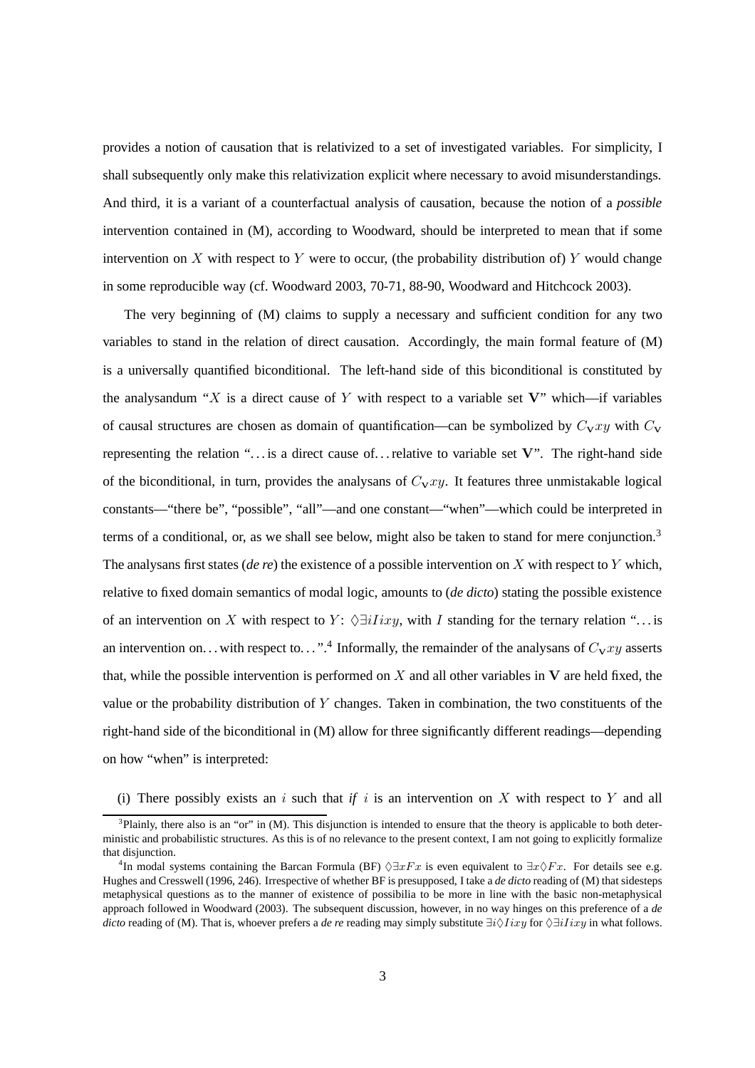provides a notion of causation that is relativized to a set of investigated variables. For simplicity, I shall subsequently only make this relativization explicit where necessary to avoid misunderstandings. And third, it is a variant of a counterfactual analysis of causation, because the notion of a *possible* intervention contained in (M), according to Woodward, should be interpreted to mean that if some intervention on $X$ with respect to $Y$ were to occur, (the probability distribution of) $Y$ would change in some reproducible way (cf. Woodward 2003, 70-71, 88-90, Woodward and Hitchcock 2003).

The very beginning of (M) claims to supply a necessary and sufficient condition for any two variables to stand in the relation of direct causation. Accordingly, the main formal feature of (M) is a universally quantified biconditional. The left-hand side of this biconditional is constituted by the analysandum "$X$ is a direct cause of $Y$ with respect to a variable set $\mathbf{V}$" which—if variables of causal structures are chosen as domain of quantification—can be symbolized by $C_{\mathbf{V}}xy$ with $C_{\mathbf{V}}$ representing the relation "…is a direct cause of…relative to variable set $\mathbf{V}$". The right-hand side of the biconditional, in turn, provides the analysans of $C_{\mathbf{V}}xy$. It features three unmistakable logical constants—"there be", "possible", "all"—and one constant—"when"—which could be interpreted in terms of a conditional, or, as we shall see below, might also be taken to stand for mere conjunction.[3] The analysans first states (*de re*) the existence of a possible intervention on $X$ with respect to $Y$ which, relative to fixed domain semantics of modal logic, amounts to (*de dicto*) stating the possible existence of an intervention on $X$ with respect to $Y$: $\Diamond\exists iIixy$, with $I$ standing for the ternary relation "…is an intervention on…with respect to…".[4] Informally, the remainder of the analysans of $C_{\mathbf{V}}xy$ asserts that, while the possible intervention is performed on $X$ and all other variables in $\mathbf{V}$ are held fixed, the value or the probability distribution of $Y$ changes. Taken in combination, the two constituents of the right-hand side of the biconditional in (M) allow for three significantly different readings—depending on how "when" is interpreted:

(i) There possibly exists an $i$ such that *if* $i$ is an intervention on $X$ with respect to $Y$ and all

---

[3] Plainly, there also is an "or" in (M). This disjunction is intended to ensure that the theory is applicable to both deterministic and probabilistic structures. As this is of no relevance to the present context, I am not going to explicitly formalize that disjunction.

[4] In modal systems containing the Barcan Formula (BF) $\Diamond\exists xFx$ is even equivalent to $\exists x\Diamond Fx$. For details see e.g. Hughes and Cresswell (1996, 246). Irrespective of whether BF is presupposed, I take a *de dicto* reading of (M) that sidesteps metaphysical questions as to the manner of existence of possibilia to be more in line with the basic non-metaphysical approach followed in Woodward (2003). The subsequent discussion, however, in no way hinges on this preference of a *de dicto* reading of (M). That is, whoever prefers a *de re* reading may simply substitute $\exists i\Diamond Iixy$ for $\Diamond\exists iIixy$ in what follows.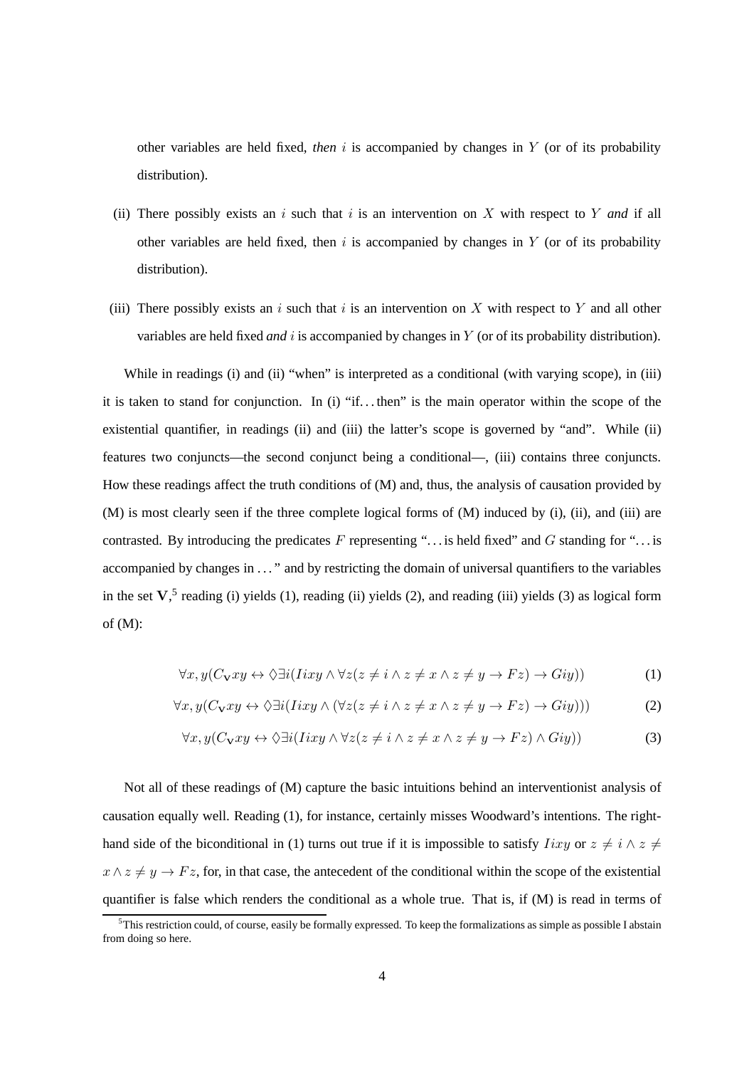other variables are held fixed, *then* $i$ is accompanied by changes in $Y$ (or of its probability distribution).

(ii) There possibly exists an $i$ such that $i$ is an intervention on $X$ with respect to $Y$ *and* if all other variables are held fixed, then $i$ is accompanied by changes in $Y$ (or of its probability distribution).

(iii) There possibly exists an $i$ such that $i$ is an intervention on $X$ with respect to $Y$ and all other variables are held fixed *and* $i$ is accompanied by changes in $Y$ (or of its probability distribution).

While in readings (i) and (ii) "when" is interpreted as a conditional (with varying scope), in (iii) it is taken to stand for conjunction. In (i) "if…then" is the main operator within the scope of the existential quantifier, in readings (ii) and (iii) the latter's scope is governed by "and". While (ii) features two conjuncts—the second conjunct being a conditional—, (iii) contains three conjuncts. How these readings affect the truth conditions of (M) and, thus, the analysis of causation provided by (M) is most clearly seen if the three complete logical forms of (M) induced by (i), (ii), and (iii) are contrasted. By introducing the predicates $F$ representing "…is held fixed" and $G$ standing for "…is accompanied by changes in …" and by restricting the domain of universal quantifiers to the variables in the set $\mathbf{V}$,[5] reading (i) yields (1), reading (ii) yields (2), and reading (iii) yields (3) as logical form of (M):

$$\forall x, y(C_{\mathbf{V}}xy \leftrightarrow \Diamond\exists i(Iixy \wedge \forall z(z \neq i \wedge z \neq x \wedge z \neq y \rightarrow Fz) \rightarrow Giy)) \tag{1}$$

$$\forall x, y(C_{\mathbf{V}}xy \leftrightarrow \Diamond\exists i(Iixy \wedge (\forall z(z \neq i \wedge z \neq x \wedge z \neq y \rightarrow Fz) \rightarrow Giy))) \tag{2}$$

$$\forall x, y(C_{\mathbf{V}}xy \leftrightarrow \Diamond\exists i(Iixy \wedge \forall z(z \neq i \wedge z \neq x \wedge z \neq y \rightarrow Fz) \wedge Giy)) \tag{3}$$

Not all of these readings of (M) capture the basic intuitions behind an interventionist analysis of causation equally well. Reading (1), for instance, certainly misses Woodward's intentions. The right-hand side of the biconditional in (1) turns out true if it is impossible to satisfy $Iixy$ or $z \neq i \wedge z \neq x \wedge z \neq y \rightarrow Fz$, for, in that case, the antecedent of the conditional within the scope of the existential quantifier is false which renders the conditional as a whole true. That is, if (M) is read in terms of

[5] This restriction could, of course, easily be formally expressed. To keep the formalizations as simple as possible I abstain from doing so here.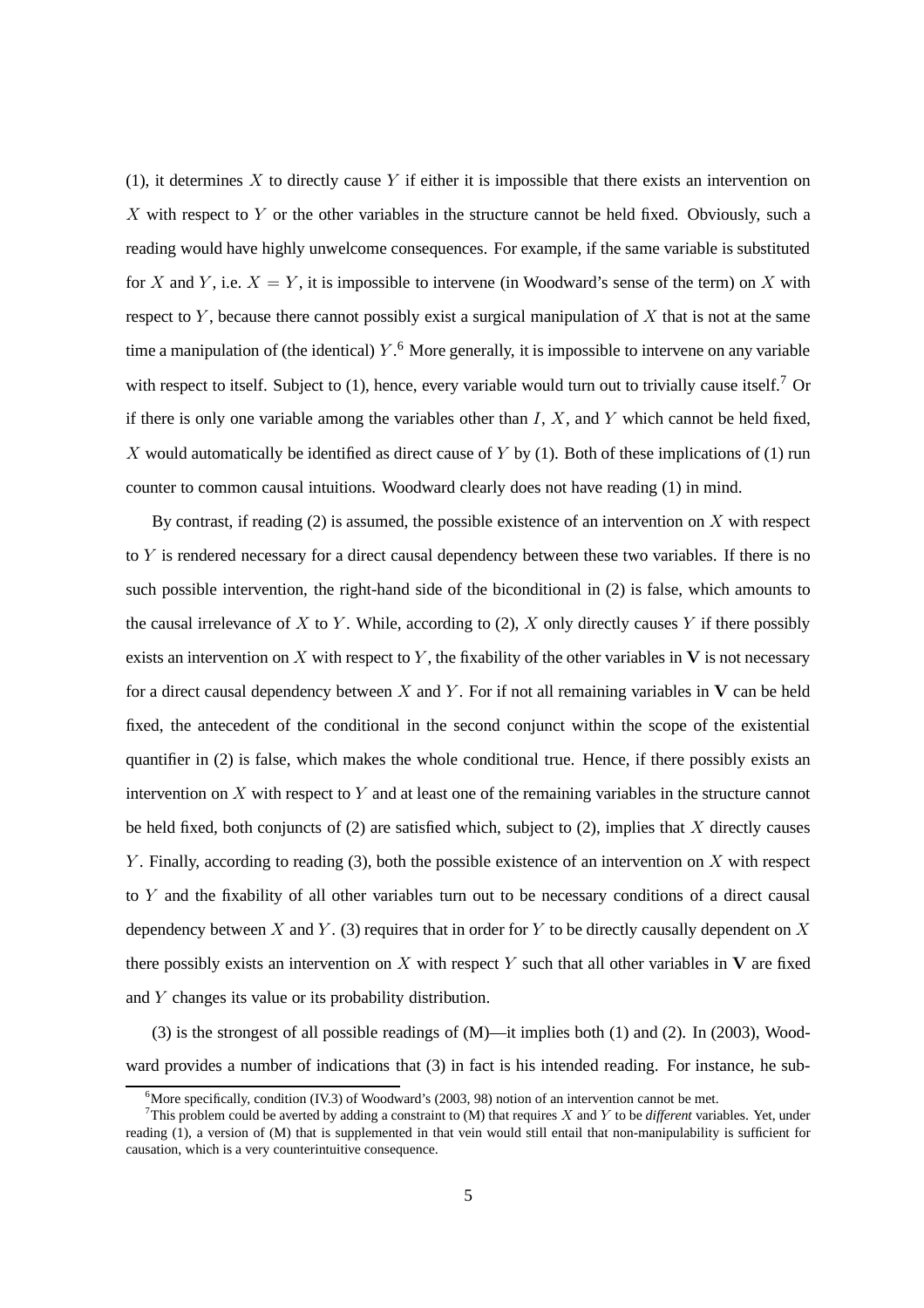(1), it determines $X$ to directly cause $Y$ if either it is impossible that there exists an intervention on $X$ with respect to $Y$ or the other variables in the structure cannot be held fixed. Obviously, such a reading would have highly unwelcome consequences. For example, if the same variable is substituted for $X$ and $Y$, i.e. $X = Y$, it is impossible to intervene (in Woodward's sense of the term) on $X$ with respect to $Y$, because there cannot possibly exist a surgical manipulation of $X$ that is not at the same time a manipulation of (the identical) $Y$.[6] More generally, it is impossible to intervene on any variable with respect to itself. Subject to (1), hence, every variable would turn out to trivially cause itself.[7] Or if there is only one variable among the variables other than $I$, $X$, and $Y$ which cannot be held fixed, $X$ would automatically be identified as direct cause of $Y$ by (1). Both of these implications of (1) run counter to common causal intuitions. Woodward clearly does not have reading (1) in mind.

By contrast, if reading (2) is assumed, the possible existence of an intervention on $X$ with respect to $Y$ is rendered necessary for a direct causal dependency between these two variables. If there is no such possible intervention, the right-hand side of the biconditional in (2) is false, which amounts to the causal irrelevance of $X$ to $Y$. While, according to (2), $X$ only directly causes $Y$ if there possibly exists an intervention on $X$ with respect to $Y$, the fixability of the other variables in $\mathbf{V}$ is not necessary for a direct causal dependency between $X$ and $Y$. For if not all remaining variables in $\mathbf{V}$ can be held fixed, the antecedent of the conditional in the second conjunct within the scope of the existential quantifier in (2) is false, which makes the whole conditional true. Hence, if there possibly exists an intervention on $X$ with respect to $Y$ and at least one of the remaining variables in the structure cannot be held fixed, both conjuncts of (2) are satisfied which, subject to (2), implies that $X$ directly causes $Y$. Finally, according to reading (3), both the possible existence of an intervention on $X$ with respect to $Y$ and the fixability of all other variables turn out to be necessary conditions of a direct causal dependency between $X$ and $Y$. (3) requires that in order for $Y$ to be directly causally dependent on $X$ there possibly exists an intervention on $X$ with respect $Y$ such that all other variables in $\mathbf{V}$ are fixed and $Y$ changes its value or its probability distribution.

(3) is the strongest of all possible readings of (M)—it implies both (1) and (2). In (2003), Woodward provides a number of indications that (3) in fact is his intended reading. For instance, he sub-

[6] More specifically, condition (IV.3) of Woodward's (2003, 98) notion of an intervention cannot be met.

[7] This problem could be averted by adding a constraint to (M) that requires $X$ and $Y$ to be *different* variables. Yet, under reading (1), a version of (M) that is supplemented in that vein would still entail that non-manipulability is sufficient for causation, which is a very counterintuitive consequence.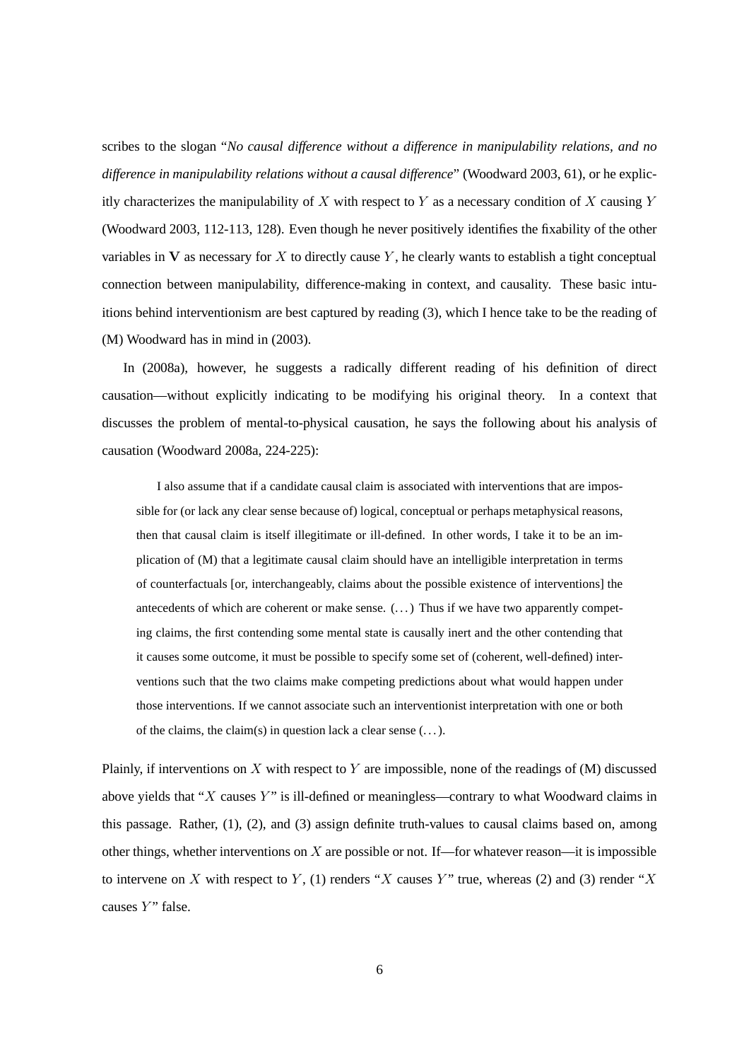scribes to the slogan "*No causal difference without a difference in manipulability relations, and no difference in manipulability relations without a causal difference*" (Woodward 2003, 61), or he explicitly characterizes the manipulability of $X$ with respect to $Y$ as a necessary condition of $X$ causing $Y$ (Woodward 2003, 112-113, 128). Even though he never positively identifies the fixability of the other variables in $\mathbf{V}$ as necessary for $X$ to directly cause $Y$, he clearly wants to establish a tight conceptual connection between manipulability, difference-making in context, and causality. These basic intuitions behind interventionism are best captured by reading (3), which I hence take to be the reading of (M) Woodward has in mind in (2003).

In (2008a), however, he suggests a radically different reading of his definition of direct causation—without explicitly indicating to be modifying his original theory. In a context that discusses the problem of mental-to-physical causation, he says the following about his analysis of causation (Woodward 2008a, 224-225):

> I also assume that if a candidate causal claim is associated with interventions that are impossible for (or lack any clear sense because of) logical, conceptual or perhaps metaphysical reasons, then that causal claim is itself illegitimate or ill-defined. In other words, I take it to be an implication of (M) that a legitimate causal claim should have an intelligible interpretation in terms of counterfactuals [or, interchangeably, claims about the possible existence of interventions] the antecedents of which are coherent or make sense. (...) Thus if we have two apparently competing claims, the first contending some mental state is causally inert and the other contending that it causes some outcome, it must be possible to specify some set of (coherent, well-defined) interventions such that the two claims make competing predictions about what would happen under those interventions. If we cannot associate such an interventionist interpretation with one or both of the claims, the claim(s) in question lack a clear sense (...).

Plainly, if interventions on $X$ with respect to $Y$ are impossible, none of the readings of (M) discussed above yields that "$X$ causes $Y$" is ill-defined or meaningless—contrary to what Woodward claims in this passage. Rather, (1), (2), and (3) assign definite truth-values to causal claims based on, among other things, whether interventions on $X$ are possible or not. If—for whatever reason—it is impossible to intervene on $X$ with respect to $Y$, (1) renders "$X$ causes $Y$" true, whereas (2) and (3) render "$X$ causes $Y$" false.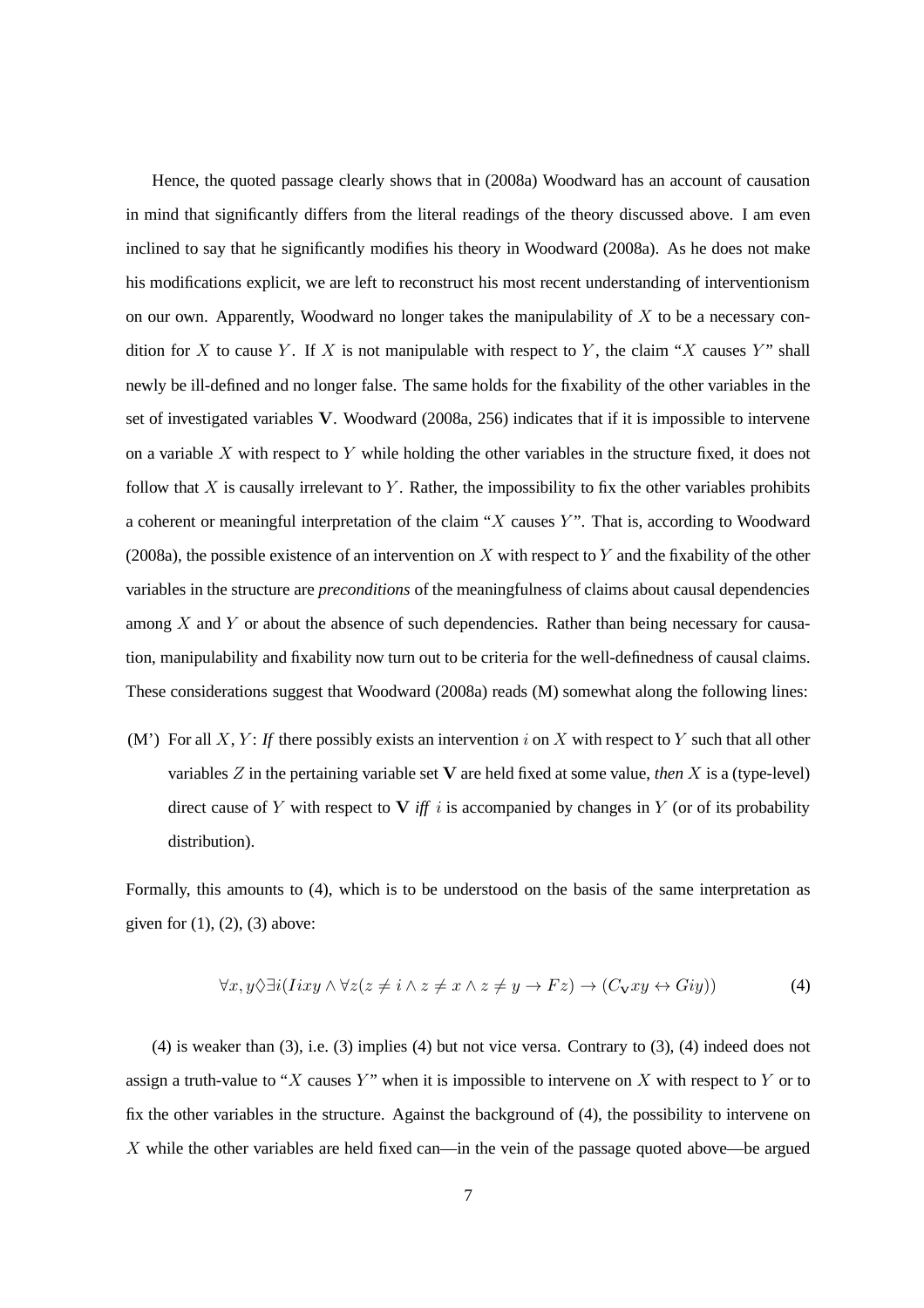Hence, the quoted passage clearly shows that in (2008a) Woodward has an account of causation in mind that significantly differs from the literal readings of the theory discussed above. I am even inclined to say that he significantly modifies his theory in Woodward (2008a). As he does not make his modifications explicit, we are left to reconstruct his most recent understanding of interventionism on our own. Apparently, Woodward no longer takes the manipulability of $X$ to be a necessary condition for $X$ to cause $Y$. If $X$ is not manipulable with respect to $Y$, the claim "$X$ causes $Y$" shall newly be ill-defined and no longer false. The same holds for the fixability of the other variables in the set of investigated variables $\mathbf{V}$. Woodward (2008a, 256) indicates that if it is impossible to intervene on a variable $X$ with respect to $Y$ while holding the other variables in the structure fixed, it does not follow that $X$ is causally irrelevant to $Y$. Rather, the impossibility to fix the other variables prohibits a coherent or meaningful interpretation of the claim "$X$ causes $Y$". That is, according to Woodward (2008a), the possible existence of an intervention on $X$ with respect to $Y$ and the fixability of the other variables in the structure are *preconditions* of the meaningfulness of claims about causal dependencies among $X$ and $Y$ or about the absence of such dependencies. Rather than being necessary for causation, manipulability and fixability now turn out to be criteria for the well-definedness of causal claims. These considerations suggest that Woodward (2008a) reads (M) somewhat along the following lines:

(M') For all $X, Y$: *If* there possibly exists an intervention $i$ on $X$ with respect to $Y$ such that all other variables $Z$ in the pertaining variable set $\mathbf{V}$ are held fixed at some value, *then* $X$ is a (type-level) direct cause of $Y$ with respect to $\mathbf{V}$ *iff* $i$ is accompanied by changes in $Y$ (or of its probability distribution).

Formally, this amounts to (4), which is to be understood on the basis of the same interpretation as given for (1), (2), (3) above:

$$\forall x, y \Diamond \exists i (Iixy \wedge \forall z (z \neq i \wedge z \neq x \wedge z \neq y \rightarrow Fz) \rightarrow (C_{\mathbf{V}}xy \leftrightarrow Giy)) \tag{4}$$

(4) is weaker than (3), i.e. (3) implies (4) but not vice versa. Contrary to (3), (4) indeed does not assign a truth-value to "$X$ causes $Y$" when it is impossible to intervene on $X$ with respect to $Y$ or to fix the other variables in the structure. Against the background of (4), the possibility to intervene on $X$ while the other variables are held fixed can—in the vein of the passage quoted above—be argued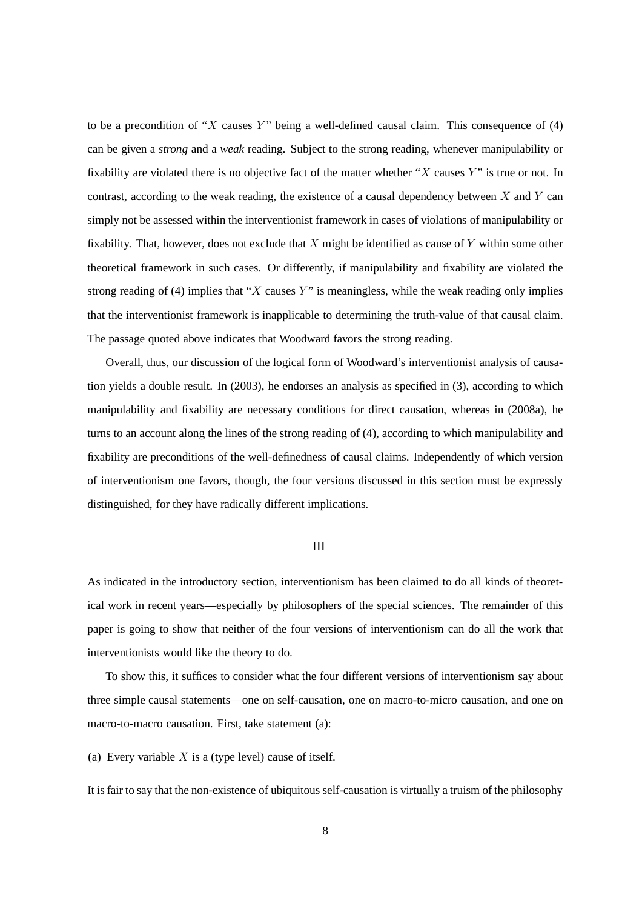to be a precondition of "$X$ causes $Y$" being a well-defined causal claim. This consequence of (4) can be given a *strong* and a *weak* reading. Subject to the strong reading, whenever manipulability or fixability are violated there is no objective fact of the matter whether "$X$ causes $Y$" is true or not. In contrast, according to the weak reading, the existence of a causal dependency between $X$ and $Y$ can simply not be assessed within the interventionist framework in cases of violations of manipulability or fixability. That, however, does not exclude that $X$ might be identified as cause of $Y$ within some other theoretical framework in such cases. Or differently, if manipulability and fixability are violated the strong reading of (4) implies that "$X$ causes $Y$" is meaningless, while the weak reading only implies that the interventionist framework is inapplicable to determining the truth-value of that causal claim. The passage quoted above indicates that Woodward favors the strong reading.

Overall, thus, our discussion of the logical form of Woodward's interventionist analysis of causation yields a double result. In (2003), he endorses an analysis as specified in (3), according to which manipulability and fixability are necessary conditions for direct causation, whereas in (2008a), he turns to an account along the lines of the strong reading of (4), according to which manipulability and fixability are preconditions of the well-definedness of causal claims. Independently of which version of interventionism one favors, though, the four versions discussed in this section must be expressly distinguished, for they have radically different implications.

## III

As indicated in the introductory section, interventionism has been claimed to do all kinds of theoretical work in recent years—especially by philosophers of the special sciences. The remainder of this paper is going to show that neither of the four versions of interventionism can do all the work that interventionists would like the theory to do.

To show this, it suffices to consider what the four different versions of interventionism say about three simple causal statements—one on self-causation, one on macro-to-micro causation, and one on macro-to-macro causation. First, take statement (a):

(a) Every variable $X$ is a (type level) cause of itself.

It is fair to say that the non-existence of ubiquitous self-causation is virtually a truism of the philosophy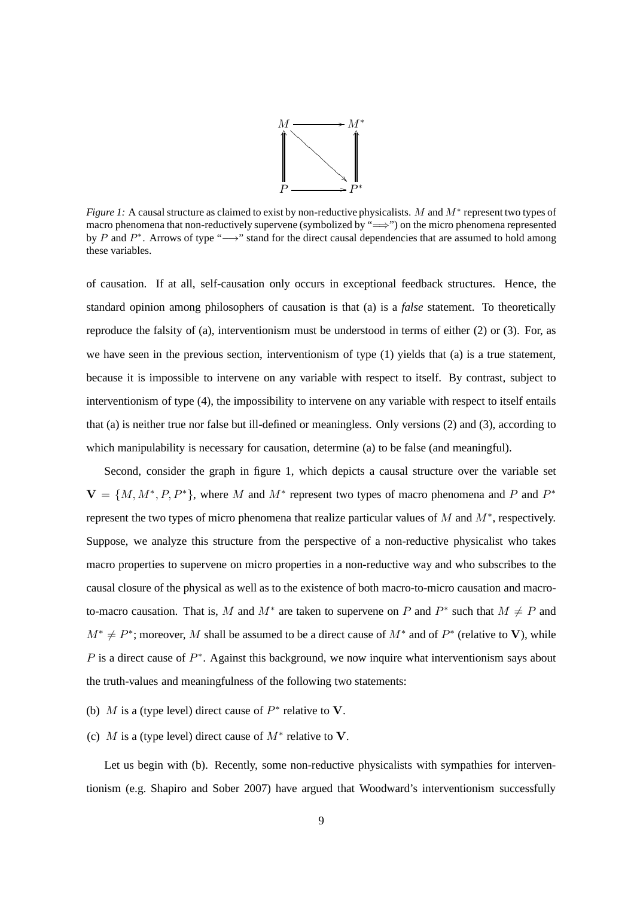*Figure 1:* A causal structure as claimed to exist by non-reductive physicalists. $M$ and $M^*$ represent two types of macro phenomena that non-reductively supervene (symbolized by "$\Longrightarrow$") on the micro phenomena represented by $P$ and $P^*$. Arrows of type "$\longrightarrow$" stand for the direct causal dependencies that are assumed to hold among these variables.

of causation. If at all, self-causation only occurs in exceptional feedback structures. Hence, the standard opinion among philosophers of causation is that (a) is a *false* statement. To theoretically reproduce the falsity of (a), interventionism must be understood in terms of either (2) or (3). For, as we have seen in the previous section, interventionism of type (1) yields that (a) is a true statement, because it is impossible to intervene on any variable with respect to itself. By contrast, subject to interventionism of type (4), the impossibility to intervene on any variable with respect to itself entails that (a) is neither true nor false but ill-defined or meaningless. Only versions (2) and (3), according to which manipulability is necessary for causation, determine (a) to be false (and meaningful).

Second, consider the graph in figure 1, which depicts a causal structure over the variable set $\mathbf{V} = \{M, M^*, P, P^*\}$, where $M$ and $M^*$ represent two types of macro phenomena and $P$ and $P^*$ represent the two types of micro phenomena that realize particular values of $M$ and $M^*$, respectively. Suppose, we analyze this structure from the perspective of a non-reductive physicalist who takes macro properties to supervene on micro properties in a non-reductive way and who subscribes to the causal closure of the physical as well as to the existence of both macro-to-micro causation and macro-to-macro causation. That is, $M$ and $M^*$ are taken to supervene on $P$ and $P^*$ such that $M \neq P$ and $M^* \neq P^*$; moreover, $M$ shall be assumed to be a direct cause of $M^*$ and of $P^*$ (relative to $\mathbf{V}$), while $P$ is a direct cause of $P^*$. Against this background, we now inquire what interventionism says about the truth-values and meaningfulness of the following two statements:

(b) $M$ is a (type level) direct cause of $P^*$ relative to $\mathbf{V}$.

(c) $M$ is a (type level) direct cause of $M^*$ relative to $\mathbf{V}$.

Let us begin with (b). Recently, some non-reductive physicalists with sympathies for interventionism (e.g. Shapiro and Sober 2007) have argued that Woodward's interventionism successfully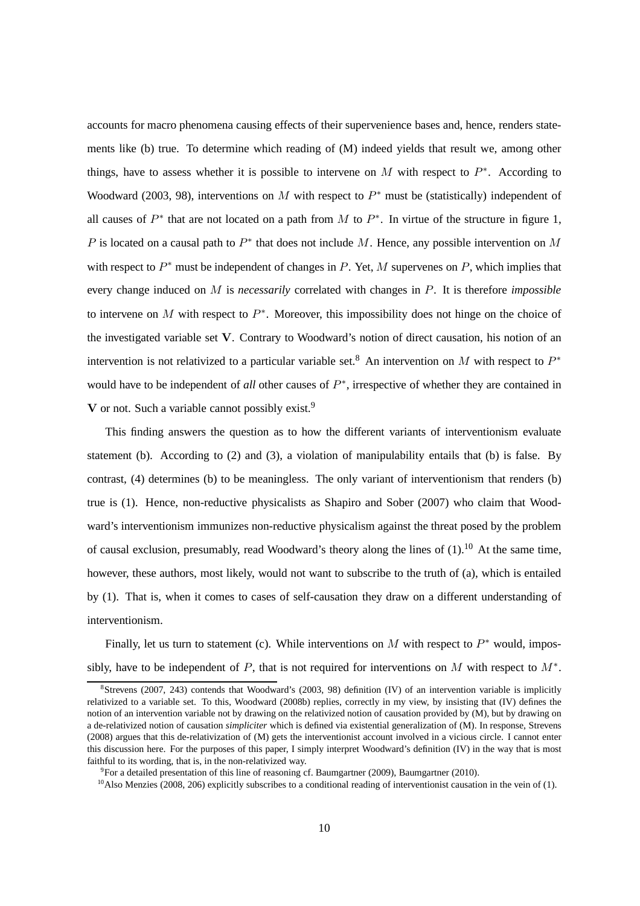accounts for macro phenomena causing effects of their supervenience bases and, hence, renders statements like (b) true. To determine which reading of (M) indeed yields that result we, among other things, have to assess whether it is possible to intervene on $M$ with respect to $P^*$. According to Woodward (2003, 98), interventions on $M$ with respect to $P^*$ must be (statistically) independent of all causes of $P^*$ that are not located on a path from $M$ to $P^*$. In virtue of the structure in figure 1, $P$ is located on a causal path to $P^*$ that does not include $M$. Hence, any possible intervention on $M$ with respect to $P^*$ must be independent of changes in $P$. Yet, $M$ supervenes on $P$, which implies that every change induced on $M$ is *necessarily* correlated with changes in $P$. It is therefore *impossible* to intervene on $M$ with respect to $P^*$. Moreover, this impossibility does not hinge on the choice of the investigated variable set $\mathbf{V}$. Contrary to Woodward's notion of direct causation, his notion of an intervention is not relativized to a particular variable set.[8] An intervention on $M$ with respect to $P^*$ would have to be independent of *all* other causes of $P^*$, irrespective of whether they are contained in $\mathbf{V}$ or not. Such a variable cannot possibly exist.[9]

This finding answers the question as to how the different variants of interventionism evaluate statement (b). According to (2) and (3), a violation of manipulability entails that (b) is false. By contrast, (4) determines (b) to be meaningless. The only variant of interventionism that renders (b) true is (1). Hence, non-reductive physicalists as Shapiro and Sober (2007) who claim that Woodward's interventionism immunizes non-reductive physicalism against the threat posed by the problem of causal exclusion, presumably, read Woodward's theory along the lines of (1).[10] At the same time, however, these authors, most likely, would not want to subscribe to the truth of (a), which is entailed by (1). That is, when it comes to cases of self-causation they draw on a different understanding of interventionism.

Finally, let us turn to statement (c). While interventions on $M$ with respect to $P^*$ would, impossibly, have to be independent of $P$, that is not required for interventions on $M$ with respect to $M^*$.

[8] Strevens (2007, 243) contends that Woodward's (2003, 98) definition (IV) of an intervention variable is implicitly relativized to a variable set. To this, Woodward (2008b) replies, correctly in my view, by insisting that (IV) defines the notion of an intervention variable not by drawing on the relativized notion of causation provided by (M), but by drawing on a de-relativized notion of causation *simpliciter* which is defined via existential generalization of (M). In response, Strevens (2008) argues that this de-relativization of (M) gets the interventionist account involved in a vicious circle. I cannot enter this discussion here. For the purposes of this paper, I simply interpret Woodward's definition (IV) in the way that is most faithful to its wording, that is, in the non-relativized way.

[9] For a detailed presentation of this line of reasoning cf. Baumgartner (2009), Baumgartner (2010).

[10] Also Menzies (2008, 206) explicitly subscribes to a conditional reading of interventionist causation in the vein of (1).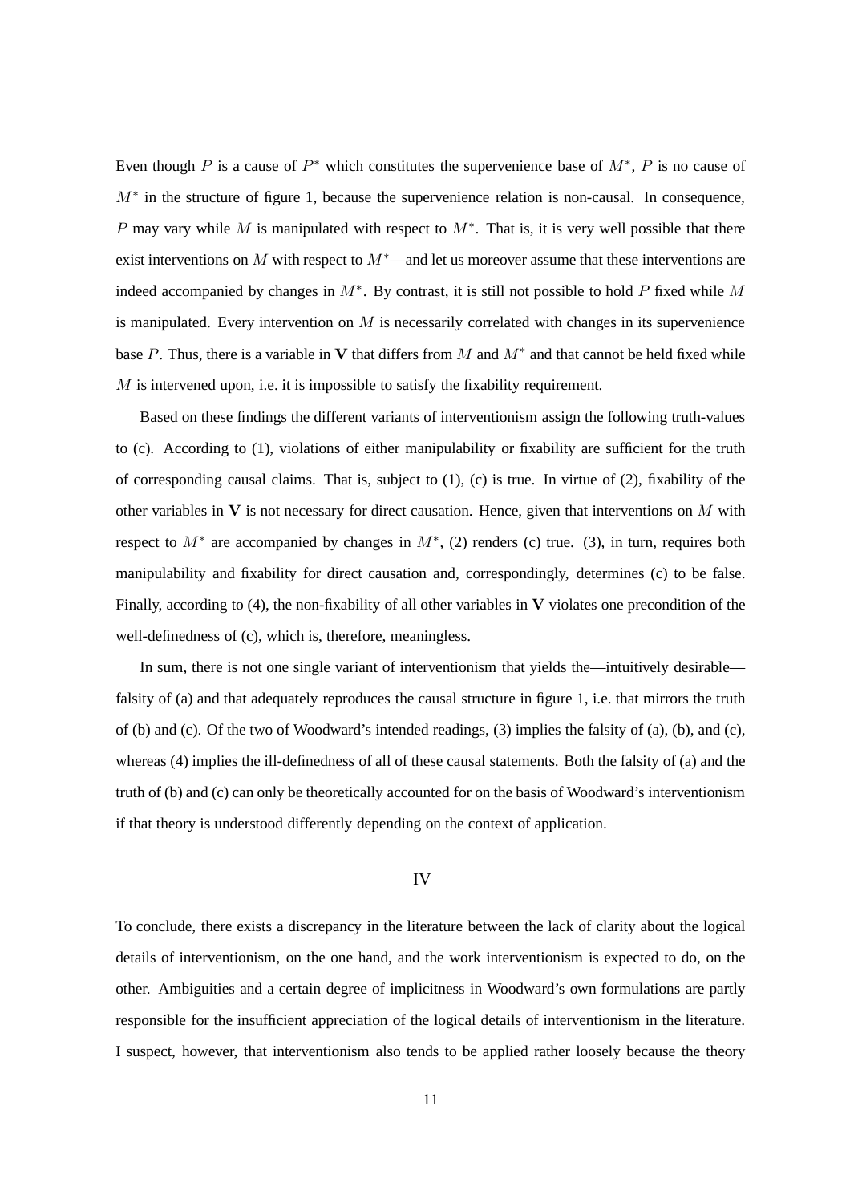Even though $P$ is a cause of $P^*$ which constitutes the supervenience base of $M^*$, $P$ is no cause of $M^*$ in the structure of figure 1, because the supervenience relation is non-causal. In consequence, $P$ may vary while $M$ is manipulated with respect to $M^*$. That is, it is very well possible that there exist interventions on $M$ with respect to $M^*$—and let us moreover assume that these interventions are indeed accompanied by changes in $M^*$. By contrast, it is still not possible to hold $P$ fixed while $M$ is manipulated. Every intervention on $M$ is necessarily correlated with changes in its supervenience base $P$. Thus, there is a variable in $\mathbf{V}$ that differs from $M$ and $M^*$ and that cannot be held fixed while $M$ is intervened upon, i.e. it is impossible to satisfy the fixability requirement.

Based on these findings the different variants of interventionism assign the following truth-values to (c). According to (1), violations of either manipulability or fixability are sufficient for the truth of corresponding causal claims. That is, subject to (1), (c) is true. In virtue of (2), fixability of the other variables in $\mathbf{V}$ is not necessary for direct causation. Hence, given that interventions on $M$ with respect to $M^*$ are accompanied by changes in $M^*$, (2) renders (c) true. (3), in turn, requires both manipulability and fixability for direct causation and, correspondingly, determines (c) to be false. Finally, according to (4), the non-fixability of all other variables in $\mathbf{V}$ violates one precondition of the well-definedness of (c), which is, therefore, meaningless.

In sum, there is not one single variant of interventionism that yields the—intuitively desirable—falsity of (a) and that adequately reproduces the causal structure in figure 1, i.e. that mirrors the truth of (b) and (c). Of the two of Woodward's intended readings, (3) implies the falsity of (a), (b), and (c), whereas (4) implies the ill-definedness of all of these causal statements. Both the falsity of (a) and the truth of (b) and (c) can only be theoretically accounted for on the basis of Woodward's interventionism if that theory is understood differently depending on the context of application.

## IV

To conclude, there exists a discrepancy in the literature between the lack of clarity about the logical details of interventionism, on the one hand, and the work interventionism is expected to do, on the other. Ambiguities and a certain degree of implicitness in Woodward's own formulations are partly responsible for the insufficient appreciation of the logical details of interventionism in the literature. I suspect, however, that interventionism also tends to be applied rather loosely because the theory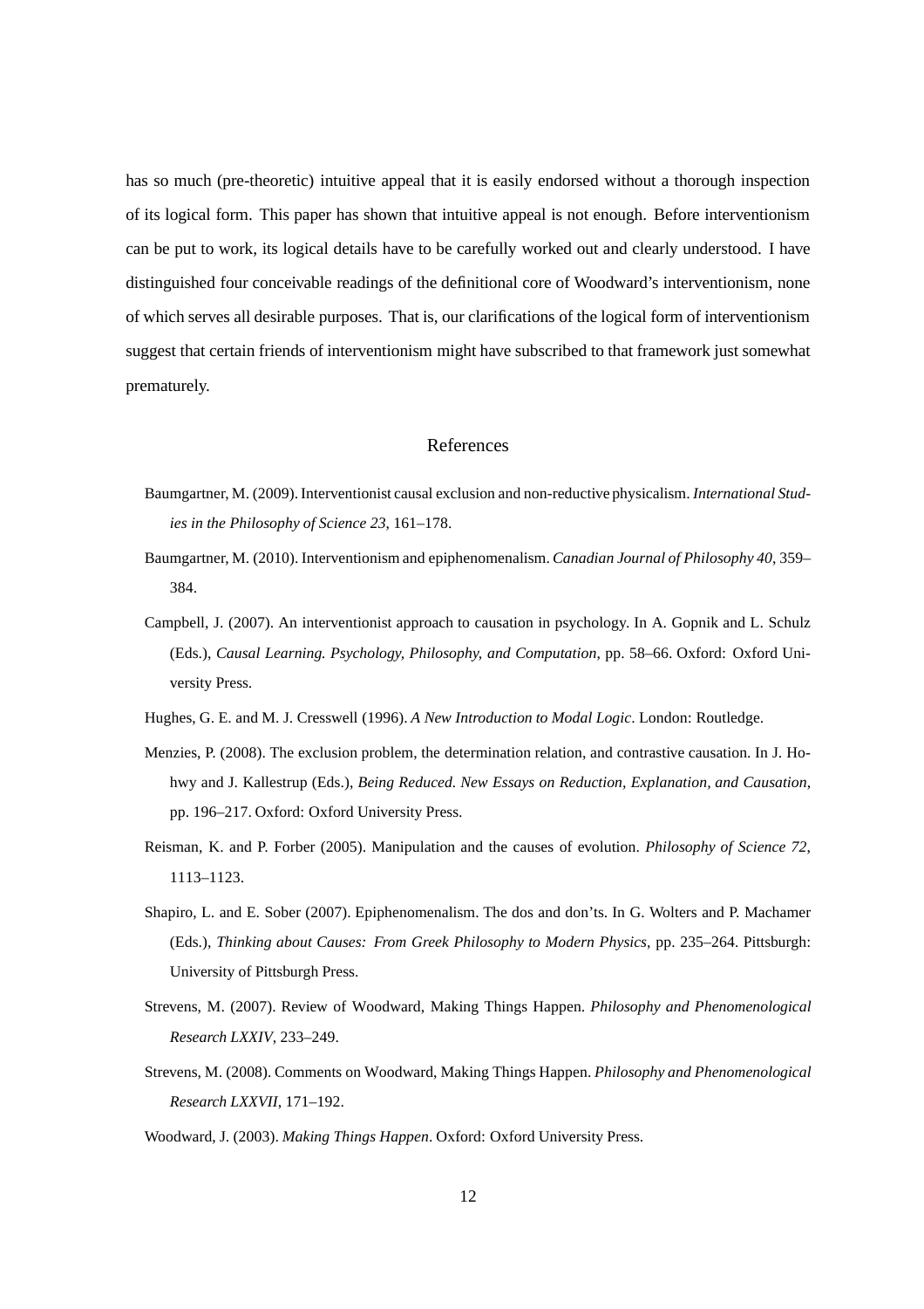has so much (pre-theoretic) intuitive appeal that it is easily endorsed without a thorough inspection of its logical form. This paper has shown that intuitive appeal is not enough. Before interventionism can be put to work, its logical details have to be carefully worked out and clearly understood. I have distinguished four conceivable readings of the definitional core of Woodward's interventionism, none of which serves all desirable purposes. That is, our clarifications of the logical form of interventionism suggest that certain friends of interventionism might have subscribed to that framework just somewhat prematurely.

## References

Baumgartner, M. (2009). Interventionist causal exclusion and non-reductive physicalism. *International Studies in the Philosophy of Science 23*, 161–178.

Baumgartner, M. (2010). Interventionism and epiphenomenalism. *Canadian Journal of Philosophy 40*, 359–384.

Campbell, J. (2007). An interventionist approach to causation in psychology. In A. Gopnik and L. Schulz (Eds.), *Causal Learning. Psychology, Philosophy, and Computation*, pp. 58–66. Oxford: Oxford University Press.

Hughes, G. E. and M. J. Cresswell (1996). *A New Introduction to Modal Logic*. London: Routledge.

Menzies, P. (2008). The exclusion problem, the determination relation, and contrastive causation. In J. Hohwy and J. Kallestrup (Eds.), *Being Reduced. New Essays on Reduction, Explanation, and Causation*, pp. 196–217. Oxford: Oxford University Press.

Reisman, K. and P. Forber (2005). Manipulation and the causes of evolution. *Philosophy of Science 72*, 1113–1123.

Shapiro, L. and E. Sober (2007). Epiphenomenalism. The dos and don'ts. In G. Wolters and P. Machamer (Eds.), *Thinking about Causes: From Greek Philosophy to Modern Physics*, pp. 235–264. Pittsburgh: University of Pittsburgh Press.

Strevens, M. (2007). Review of Woodward, Making Things Happen. *Philosophy and Phenomenological Research LXXIV*, 233–249.

Strevens, M. (2008). Comments on Woodward, Making Things Happen. *Philosophy and Phenomenological Research LXXVII*, 171–192.

Woodward, J. (2003). *Making Things Happen*. Oxford: Oxford University Press.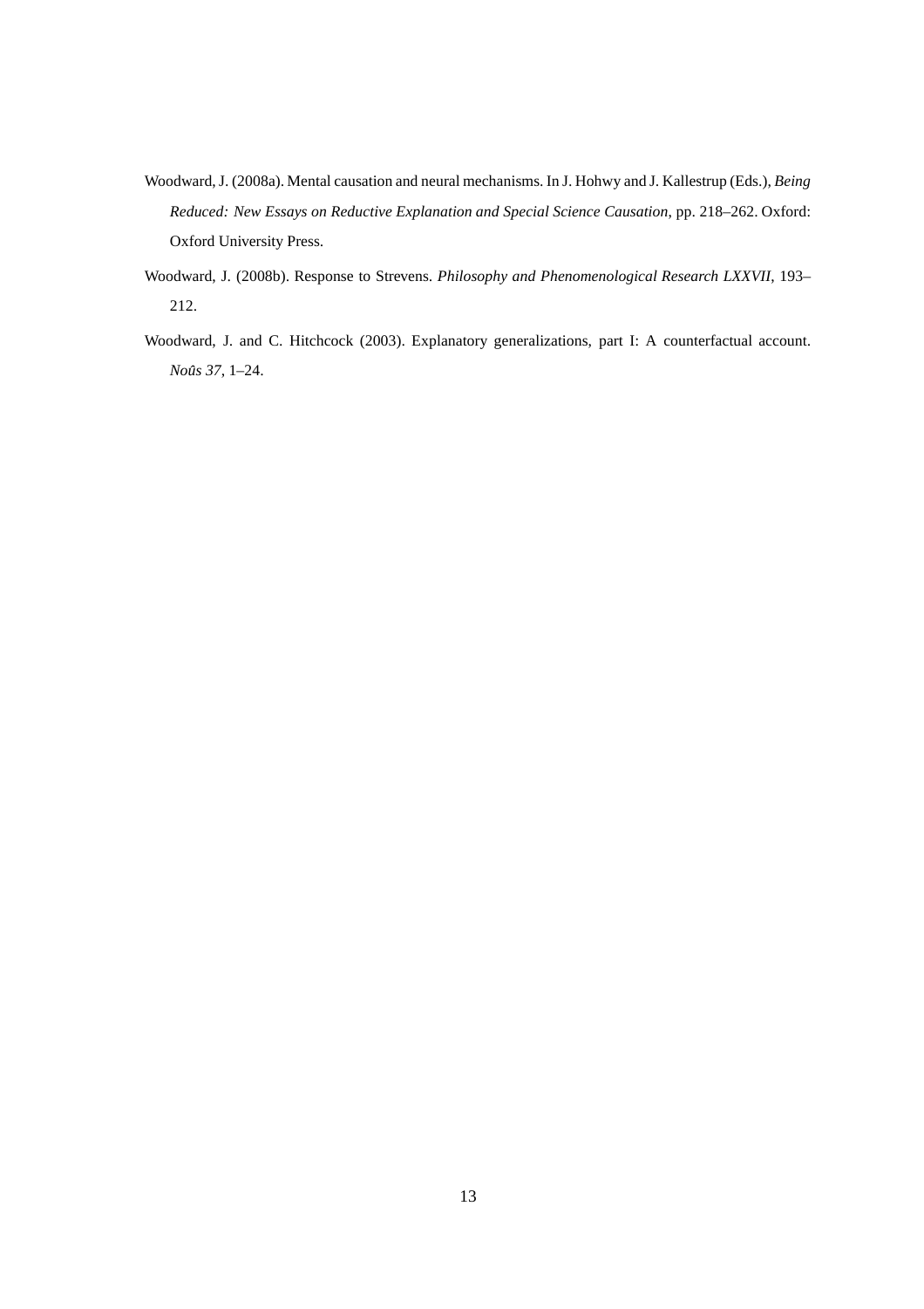Woodward, J. (2008a). Mental causation and neural mechanisms. In J. Hohwy and J. Kallestrup (Eds.), *Being Reduced: New Essays on Reductive Explanation and Special Science Causation*, pp. 218–262. Oxford: Oxford University Press.

Woodward, J. (2008b). Response to Strevens. *Philosophy and Phenomenological Research LXXVII*, 193–212.

Woodward, J. and C. Hitchcock (2003). Explanatory generalizations, part I: A counterfactual account. *Noûs 37*, 1–24.